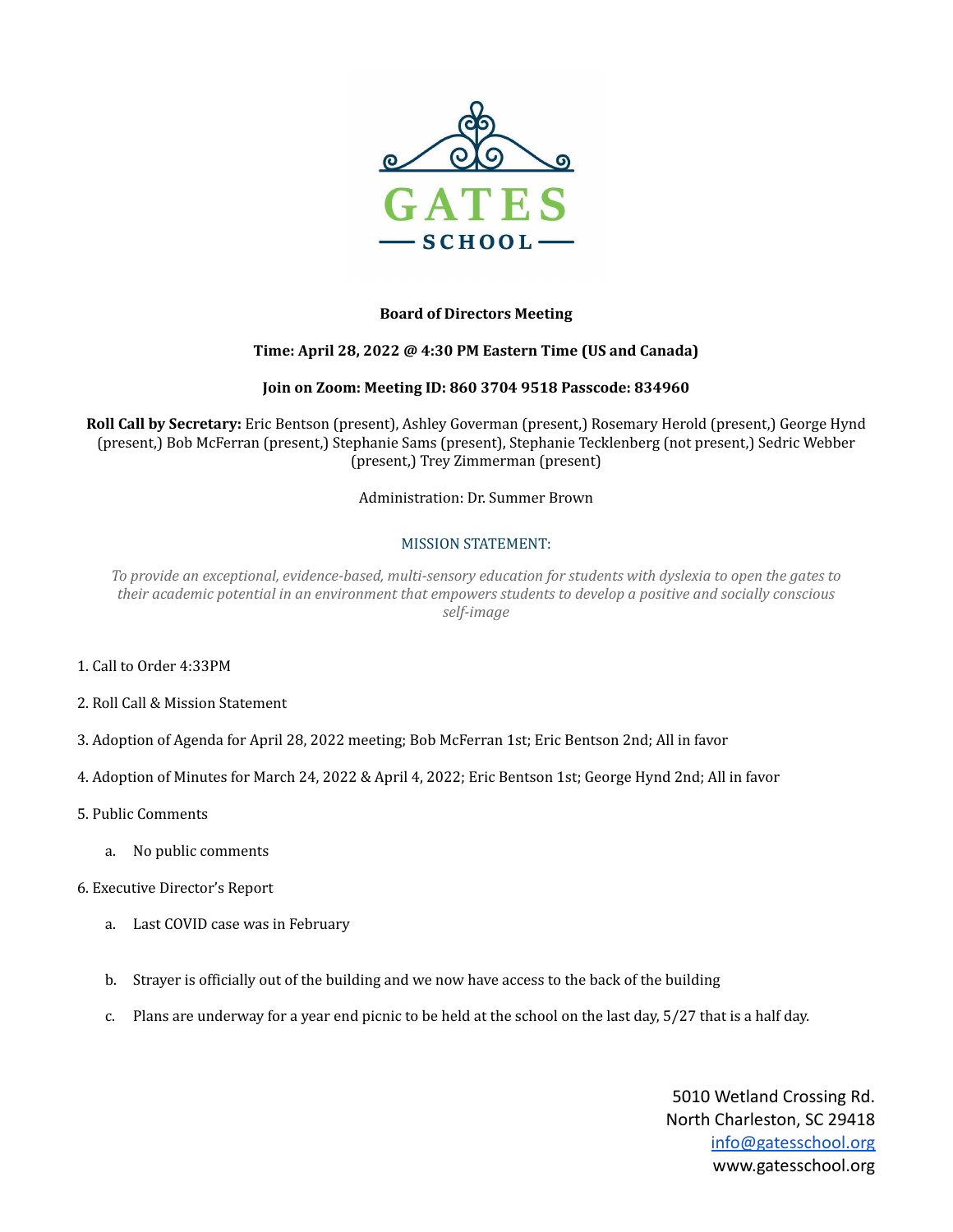GATES SCHOOL

**Board of Directors Meeting**

**Time: April 28, 2022 @ 4:30 PM Eastern Time (US and Canada)**

**Join on Zoom: Meeting ID: 860 3704 9518 Passcode: 834960**

**Roll Call by Secretary:** Eric Bentson (present), Ashley Goverman (present,) Rosemary Herold (present,) George Hynd (present,) Bob McFerran (present,) Stephanie Sams (present), Stephanie Tecklenberg (not present,) Sedric Webber (present,) Trey Zimmerman (present)

Administration: Dr. Summer Brown

MISSION STATEMENT:

*To provide an exceptional, evidence-based, multi-sensory education for students with dyslexia to open the gates to their academic potential in an environment that empowers students to develop a positive and socially conscious self-image*

1. Call to Order 4:33PM

2. Roll Call & Mission Statement

3. Adoption of Agenda for April 28, 2022 meeting; Bob McFerran 1st; Eric Bentson 2nd; All in favor

4. Adoption of Minutes for March 24, 2022 & April 4, 2022; Eric Bentson 1st; George Hynd 2nd; All in favor

5. Public Comments

   a. No public comments

6. Executive Director's Report

   a. Last COVID case was in February

   b. Strayer is officially out of the building and we now have access to the back of the building

   c. Plans are underway for a year end picnic to be held at the school on the last day, 5/27 that is a half day.

5010 Wetland Crossing Rd.
North Charleston, SC 29418
info@gatesschool.org
www.gatesschool.org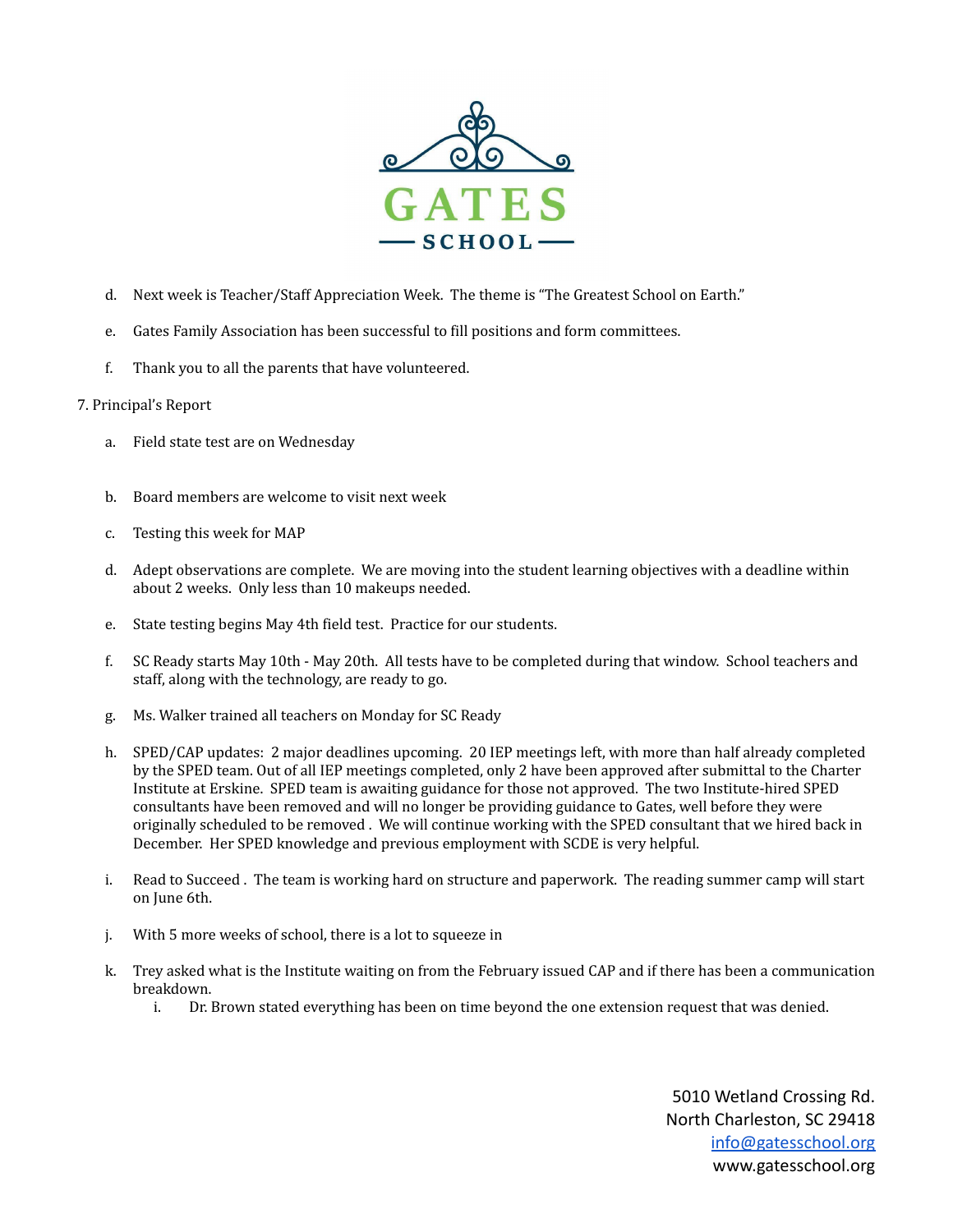d. Next week is Teacher/Staff Appreciation Week. The theme is "The Greatest School on Earth."

e. Gates Family Association has been successful to fill positions and form committees.

f. Thank you to all the parents that have volunteered.

7. Principal's Report

a. Field state test are on Wednesday

b. Board members are welcome to visit next week

c. Testing this week for MAP

d. Adept observations are complete. We are moving into the student learning objectives with a deadline within about 2 weeks. Only less than 10 makeups needed.

e. State testing begins May 4th field test. Practice for our students.

f. SC Ready starts May 10th - May 20th. All tests have to be completed during that window. School teachers and staff, along with the technology, are ready to go.

g. Ms. Walker trained all teachers on Monday for SC Ready

h. SPED/CAP updates: 2 major deadlines upcoming. 20 IEP meetings left, with more than half already completed by the SPED team. Out of all IEP meetings completed, only 2 have been approved after submittal to the Charter Institute at Erskine. SPED team is awaiting guidance for those not approved. The two Institute-hired SPED consultants have been removed and will no longer be providing guidance to Gates, well before they were originally scheduled to be removed . We will continue working with the SPED consultant that we hired back in December. Her SPED knowledge and previous employment with SCDE is very helpful.

i. Read to Succeed . The team is working hard on structure and paperwork. The reading summer camp will start on June 6th.

j. With 5 more weeks of school, there is a lot to squeeze in

k. Trey asked what is the Institute waiting on from the February issued CAP and if there has been a communication breakdown.
   i. Dr. Brown stated everything has been on time beyond the one extension request that was denied.

5010 Wetland Crossing Rd.
North Charleston, SC 29418
info@gatesschool.org
www.gatesschool.org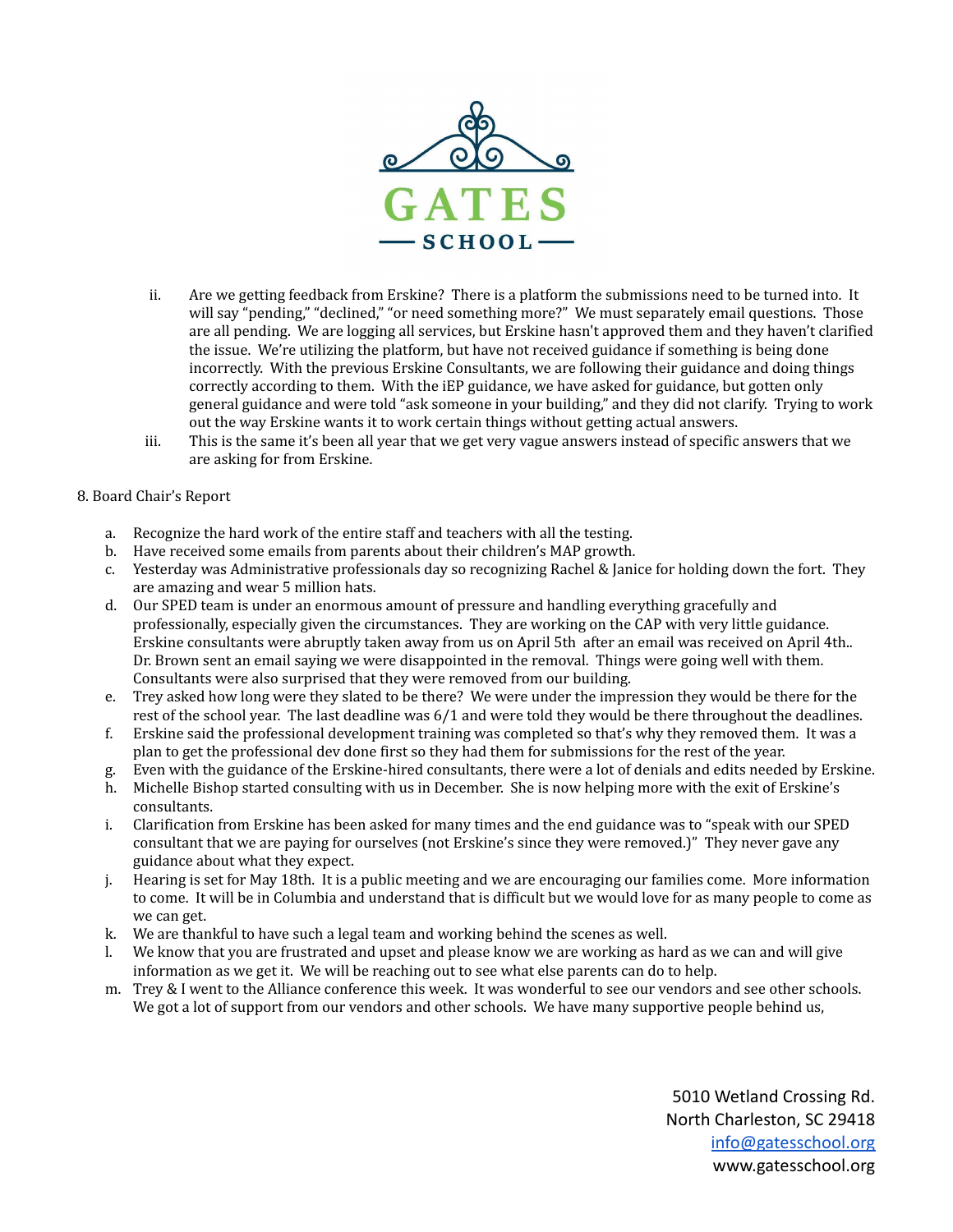ii. Are we getting feedback from Erskine? There is a platform the submissions need to be turned into. It will say "pending," "declined," "or need something more?" We must separately email questions. Those are all pending. We are logging all services, but Erskine hasn't approved them and they haven't clarified the issue. We're utilizing the platform, but have not received guidance if something is being done incorrectly. With the previous Erskine Consultants, we are following their guidance and doing things correctly according to them. With the iEP guidance, we have asked for guidance, but gotten only general guidance and were told "ask someone in your building," and they did not clarify. Trying to work out the way Erskine wants it to work certain things without getting actual answers.

iii. This is the same it's been all year that we get very vague answers instead of specific answers that we are asking for from Erskine.

8. Board Chair's Report

a. Recognize the hard work of the entire staff and teachers with all the testing.
b. Have received some emails from parents about their children's MAP growth.
c. Yesterday was Administrative professionals day so recognizing Rachel & Janice for holding down the fort. They are amazing and wear 5 million hats.
d. Our SPED team is under an enormous amount of pressure and handling everything gracefully and professionally, especially given the circumstances. They are working on the CAP with very little guidance. Erskine consultants were abruptly taken away from us on April 5th after an email was received on April 4th.. Dr. Brown sent an email saying we were disappointed in the removal. Things were going well with them. Consultants were also surprised that they were removed from our building.
e. Trey asked how long were they slated to be there? We were under the impression they would be there for the rest of the school year. The last deadline was 6/1 and were told they would be there throughout the deadlines.
f. Erskine said the professional development training was completed so that's why they removed them. It was a plan to get the professional dev done first so they had them for submissions for the rest of the year.
g. Even with the guidance of the Erskine-hired consultants, there were a lot of denials and edits needed by Erskine.
h. Michelle Bishop started consulting with us in December. She is now helping more with the exit of Erskine's consultants.
i. Clarification from Erskine has been asked for many times and the end guidance was to "speak with our SPED consultant that we are paying for ourselves (not Erskine's since they were removed.)" They never gave any guidance about what they expect.
j. Hearing is set for May 18th. It is a public meeting and we are encouraging our families come. More information to come. It will be in Columbia and understand that is difficult but we would love for as many people to come as we can get.
k. We are thankful to have such a legal team and working behind the scenes as well.
l. We know that you are frustrated and upset and please know we are working as hard as we can and will give information as we get it. We will be reaching out to see what else parents can do to help.
m. Trey & I went to the Alliance conference this week. It was wonderful to see our vendors and see other schools. We got a lot of support from our vendors and other schools. We have many supportive people behind us,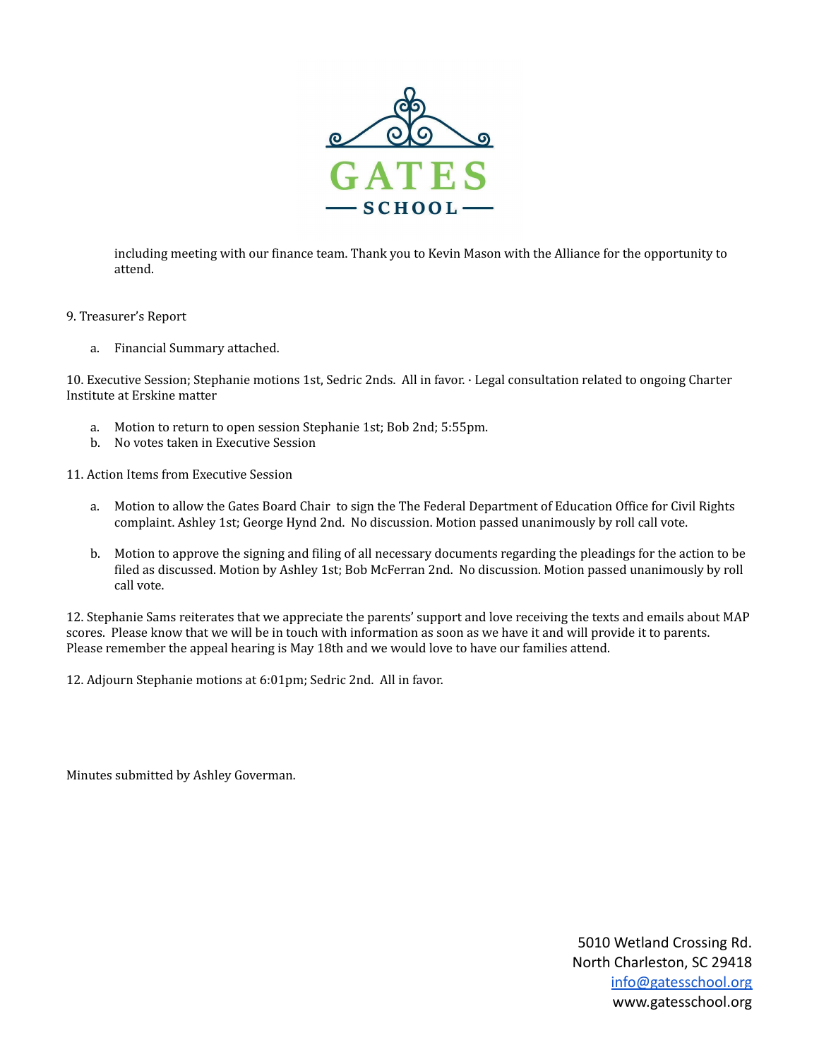including meeting with our finance team. Thank you to Kevin Mason with the Alliance for the opportunity to attend.

9. Treasurer's Report

   a. Financial Summary attached.

10. Executive Session; Stephanie motions 1st, Sedric 2nds. All in favor. · Legal consultation related to ongoing Charter Institute at Erskine matter

   a. Motion to return to open session Stephanie 1st; Bob 2nd; 5:55pm.
   b. No votes taken in Executive Session

11. Action Items from Executive Session

   a. Motion to allow the Gates Board Chair to sign the The Federal Department of Education Office for Civil Rights complaint. Ashley 1st; George Hynd 2nd. No discussion. Motion passed unanimously by roll call vote.

   b. Motion to approve the signing and filing of all necessary documents regarding the pleadings for the action to be filed as discussed. Motion by Ashley 1st; Bob McFerran 2nd. No discussion. Motion passed unanimously by roll call vote.

12. Stephanie Sams reiterates that we appreciate the parents' support and love receiving the texts and emails about MAP scores. Please know that we will be in touch with information as soon as we have it and will provide it to parents. Please remember the appeal hearing is May 18th and we would love to have our families attend.

12. Adjourn Stephanie motions at 6:01pm; Sedric 2nd. All in favor.

Minutes submitted by Ashley Goverman.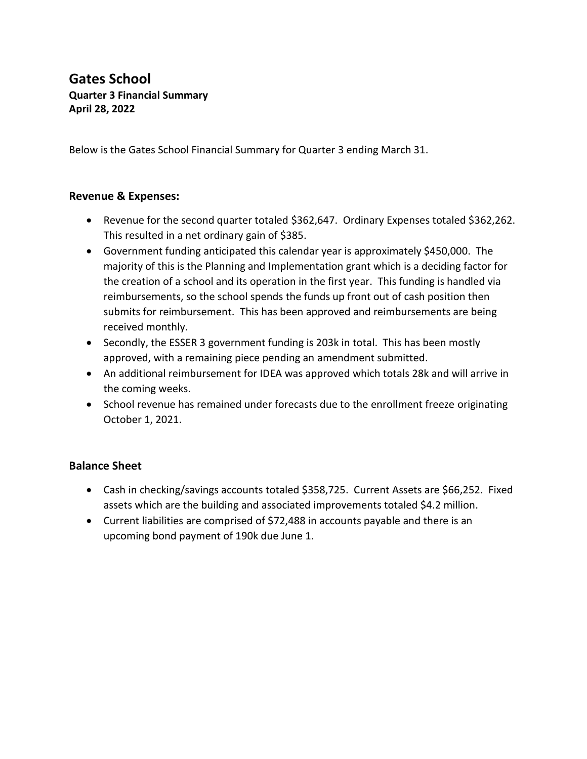# Gates School

**Quarter 3 Financial Summary**
**April 28, 2022**

Below is the Gates School Financial Summary for Quarter 3 ending March 31.

### Revenue & Expenses:

- Revenue for the second quarter totaled $362,647. Ordinary Expenses totaled $362,262. This resulted in a net ordinary gain of $385.
- Government funding anticipated this calendar year is approximately $450,000. The majority of this is the Planning and Implementation grant which is a deciding factor for the creation of a school and its operation in the first year. This funding is handled via reimbursements, so the school spends the funds up front out of cash position then submits for reimbursement. This has been approved and reimbursements are being received monthly.
- Secondly, the ESSER 3 government funding is 203k in total. This has been mostly approved, with a remaining piece pending an amendment submitted.
- An additional reimbursement for IDEA was approved which totals 28k and will arrive in the coming weeks.
- School revenue has remained under forecasts due to the enrollment freeze originating October 1, 2021.

### Balance Sheet

- Cash in checking/savings accounts totaled $358,725. Current Assets are $66,252. Fixed assets which are the building and associated improvements totaled $4.2 million.
- Current liabilities are comprised of $72,488 in accounts payable and there is an upcoming bond payment of 190k due June 1.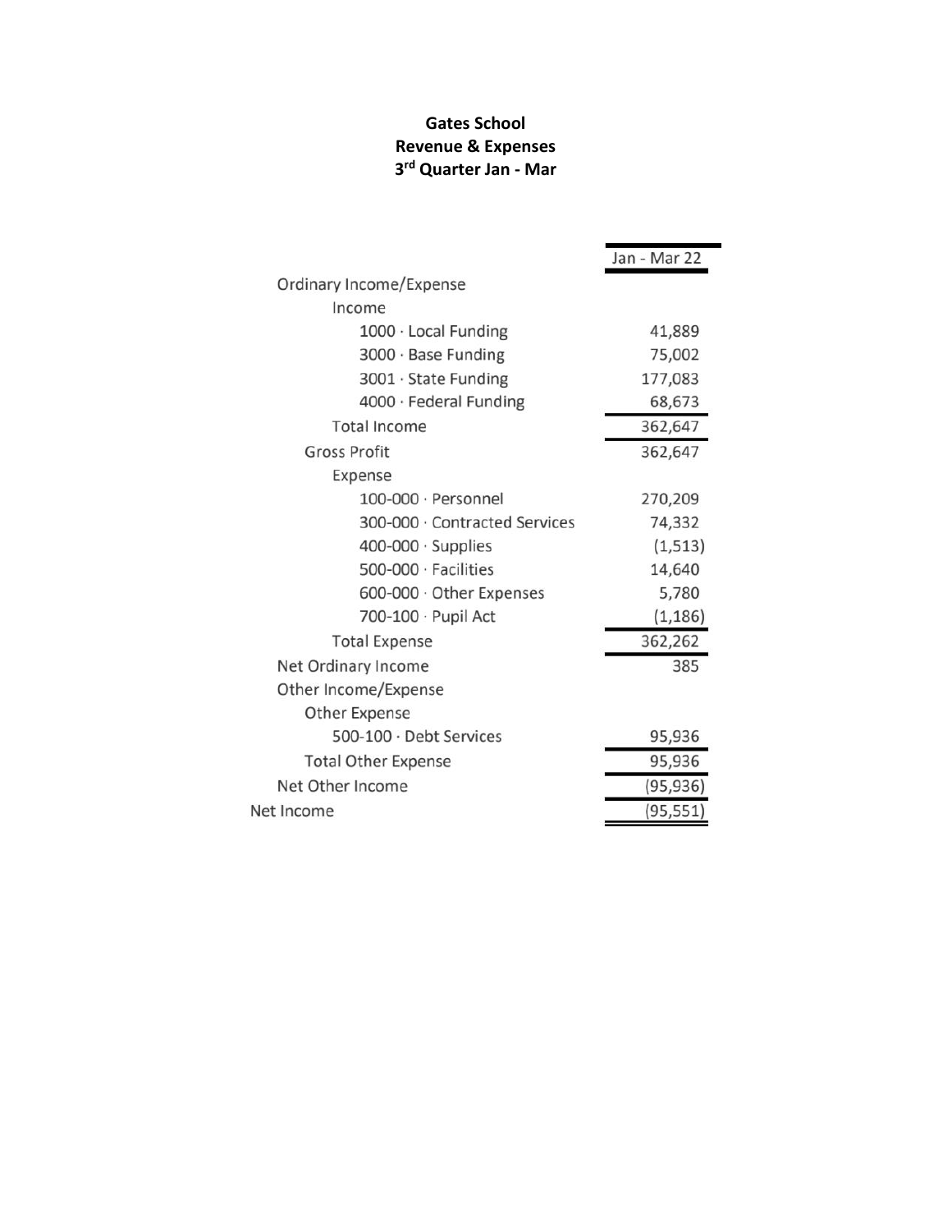**Gates School**
**Revenue & Expenses**
**3rd Quarter Jan - Mar**

| | Jan - Mar 22 |
|---|---|
| Ordinary Income/Expense | |
| Income | |
| 1000 · Local Funding | 41,889 |
| 3000 · Base Funding | 75,002 |
| 3001 · State Funding | 177,083 |
| 4000 · Federal Funding | 68,673 |
| Total Income | 362,647 |
| Gross Profit | 362,647 |
| Expense | |
| 100-000 · Personnel | 270,209 |
| 300-000 · Contracted Services | 74,332 |
| 400-000 · Supplies | (1,513) |
| 500-000 · Facilities | 14,640 |
| 600-000 · Other Expenses | 5,780 |
| 700-100 · Pupil Act | (1,186) |
| Total Expense | 362,262 |
| Net Ordinary Income | 385 |
| Other Income/Expense | |
| Other Expense | |
| 500-100 · Debt Services | 95,936 |
| Total Other Expense | 95,936 |
| Net Other Income | (95,936) |
| Net Income | (95,551) |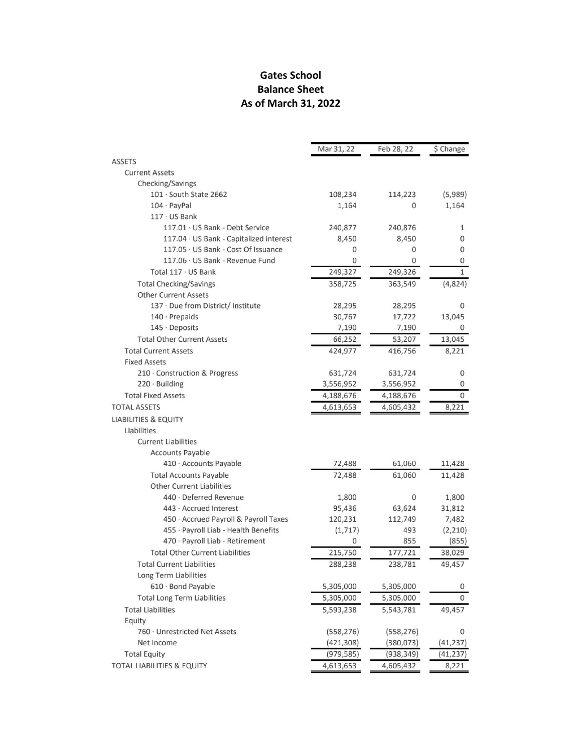# Gates School
## Balance Sheet
### As of March 31, 2022

| | Mar 31, 22 | Feb 28, 22 | $ Change |
|---|---|---|---|
| ASSETS | | | |
| Current Assets | | | |
| Checking/Savings | | | |
| 101 · South State 2662 | 108,234 | 114,223 | (5,989) |
| 104 · PayPal | 1,164 | 0 | 1,164 |
| 117 · US Bank | | | |
| 117.01 · US Bank - Debt Service | 240,877 | 240,876 | 1 |
| 117.04 · US Bank - Capitalized interest | 8,450 | 8,450 | 0 |
| 117.05 · US Bank - Cost Of Issuance | 0 | 0 | 0 |
| 117.06 · US Bank - Revenue Fund | 0 | 0 | 0 |
| Total 117 · US Bank | 249,327 | 249,326 | 1 |
| Total Checking/Savings | 358,725 | 363,549 | (4,824) |
| Other Current Assets | | | |
| 137 · Due from District/ Institute | 28,295 | 28,295 | 0 |
| 140 · Prepaids | 30,767 | 17,722 | 13,045 |
| 145 · Deposits | 7,190 | 7,190 | 0 |
| Total Other Current Assets | 66,252 | 53,207 | 13,045 |
| Total Current Assets | 424,977 | 416,756 | 8,221 |
| Fixed Assets | | | |
| 210 · Construction & Progress | 631,724 | 631,724 | 0 |
| 220 · Building | 3,556,952 | 3,556,952 | 0 |
| Total Fixed Assets | 4,188,676 | 4,188,676 | 0 |
| TOTAL ASSETS | 4,613,653 | 4,605,432 | 8,221 |
| LIABILITIES & EQUITY | | | |
| Liabilities | | | |
| Current Liabilities | | | |
| Accounts Payable | | | |
| 410 · Accounts Payable | 72,488 | 61,060 | 11,428 |
| Total Accounts Payable | 72,488 | 61,060 | 11,428 |
| Other Current Liabilities | | | |
| 440 · Deferred Revenue | 1,800 | 0 | 1,800 |
| 443 · Accrued Interest | 95,436 | 63,624 | 31,812 |
| 450 · Accrued Payroll & Payroll Taxes | 120,231 | 112,749 | 7,482 |
| 455 · Payroll Liab - Health Benefits | (1,717) | 493 | (2,210) |
| 470 · Payroll Liab - Retirement | 0 | 855 | (855) |
| Total Other Current Liabilities | 215,750 | 177,721 | 38,029 |
| Total Current Liabilities | 288,238 | 238,781 | 49,457 |
| Long Term Liabilities | | | |
| 610 · Bond Payable | 5,305,000 | 5,305,000 | 0 |
| Total Long Term Liabilities | 5,305,000 | 5,305,000 | 0 |
| Total Liabilities | 5,593,238 | 5,543,781 | 49,457 |
| Equity | | | |
| 760 · Unrestricted Net Assets | (558,276) | (558,276) | 0 |
| Net Income | (421,308) | (380,073) | (41,237) |
| Total Equity | (979,585) | (938,349) | (41,237) |
| TOTAL LIABILITIES & EQUITY | 4,613,653 | 4,605,432 | 8,221 |